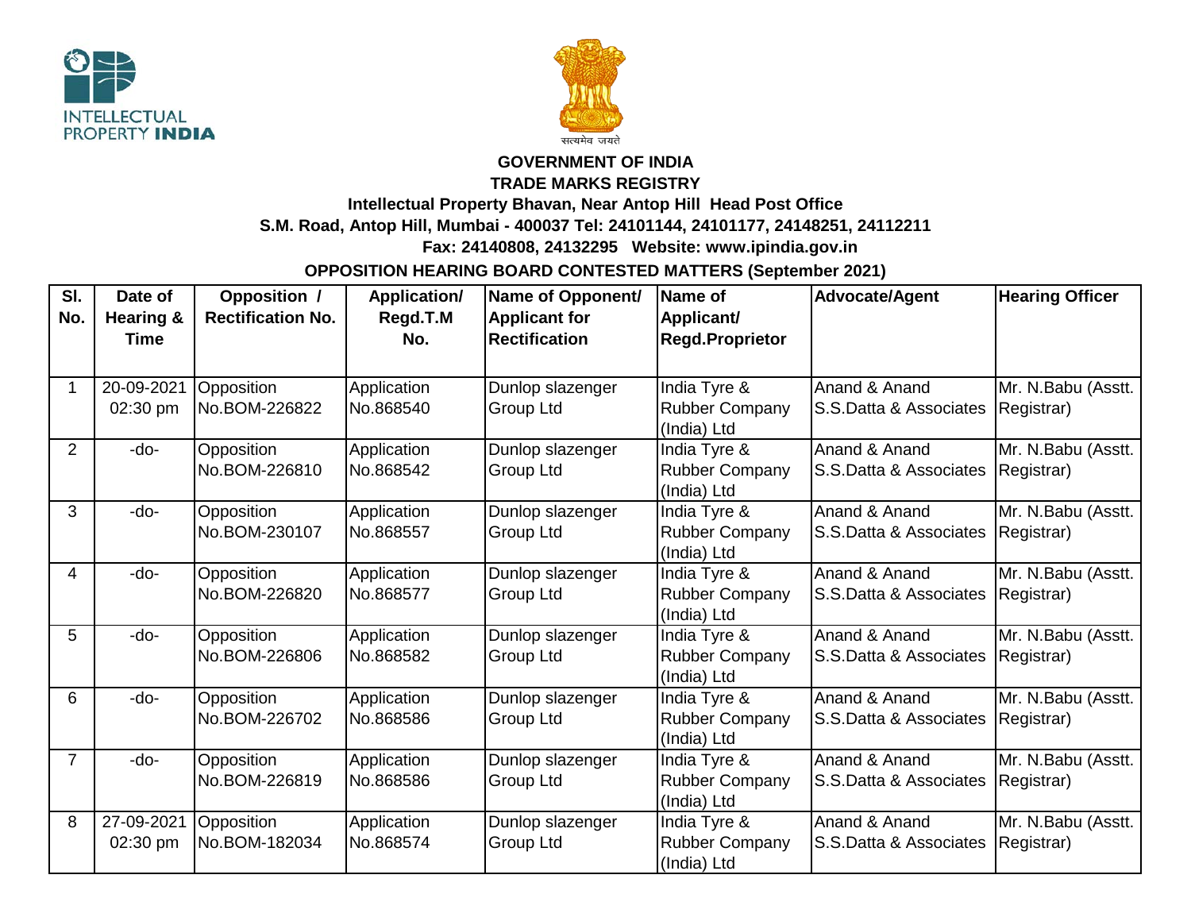INTELLECTUAL PROPERTY INDIA

सत्यमेव जयते

**GOVERNMENT OF INDIA**

**TRADE MARKS REGISTRY**

**Intellectual Property Bhavan, Near Antop Hill Head Post Office**

**S.M. Road, Antop Hill, Mumbai - 400037 Tel: 24101144, 24101177, 24148251, 24112211**

**Fax: 24140808, 24132295 Website: www.ipindia.gov.in**

**OPPOSITION HEARING BOARD CONTESTED MATTERS (September 2021)**

| Sl. No. | Date of Hearing & Time | Opposition / Rectification No. | Application/ Regd.T.M No. | Name of Opponent/ Applicant for Rectification | Name of Applicant/ Regd.Proprietor | Advocate/Agent | Hearing Officer |
|---|---|---|---|---|---|---|---|
| 1 | 20-09-2021 02:30 pm | Opposition No.BOM-226822 | Application No.868540 | Dunlop slazenger Group Ltd | India Tyre & Rubber Company (India) Ltd | Anand & Anand S.S.Datta & Associates | Mr. N.Babu (Asstt. Registrar) |
| 2 | -do- | Opposition No.BOM-226810 | Application No.868542 | Dunlop slazenger Group Ltd | India Tyre & Rubber Company (India) Ltd | Anand & Anand S.S.Datta & Associates | Mr. N.Babu (Asstt. Registrar) |
| 3 | -do- | Opposition No.BOM-230107 | Application No.868557 | Dunlop slazenger Group Ltd | India Tyre & Rubber Company (India) Ltd | Anand & Anand S.S.Datta & Associates | Mr. N.Babu (Asstt. Registrar) |
| 4 | -do- | Opposition No.BOM-226820 | Application No.868577 | Dunlop slazenger Group Ltd | India Tyre & Rubber Company (India) Ltd | Anand & Anand S.S.Datta & Associates | Mr. N.Babu (Asstt. Registrar) |
| 5 | -do- | Opposition No.BOM-226806 | Application No.868582 | Dunlop slazenger Group Ltd | India Tyre & Rubber Company (India) Ltd | Anand & Anand S.S.Datta & Associates | Mr. N.Babu (Asstt. Registrar) |
| 6 | -do- | Opposition No.BOM-226702 | Application No.868586 | Dunlop slazenger Group Ltd | India Tyre & Rubber Company (India) Ltd | Anand & Anand S.S.Datta & Associates | Mr. N.Babu (Asstt. Registrar) |
| 7 | -do- | Opposition No.BOM-226819 | Application No.868586 | Dunlop slazenger Group Ltd | India Tyre & Rubber Company (India) Ltd | Anand & Anand S.S.Datta & Associates | Mr. N.Babu (Asstt. Registrar) |
| 8 | 27-09-2021 02:30 pm | Opposition No.BOM-182034 | Application No.868574 | Dunlop slazenger Group Ltd | India Tyre & Rubber Company (India) Ltd | Anand & Anand S.S.Datta & Associates | Mr. N.Babu (Asstt. Registrar) |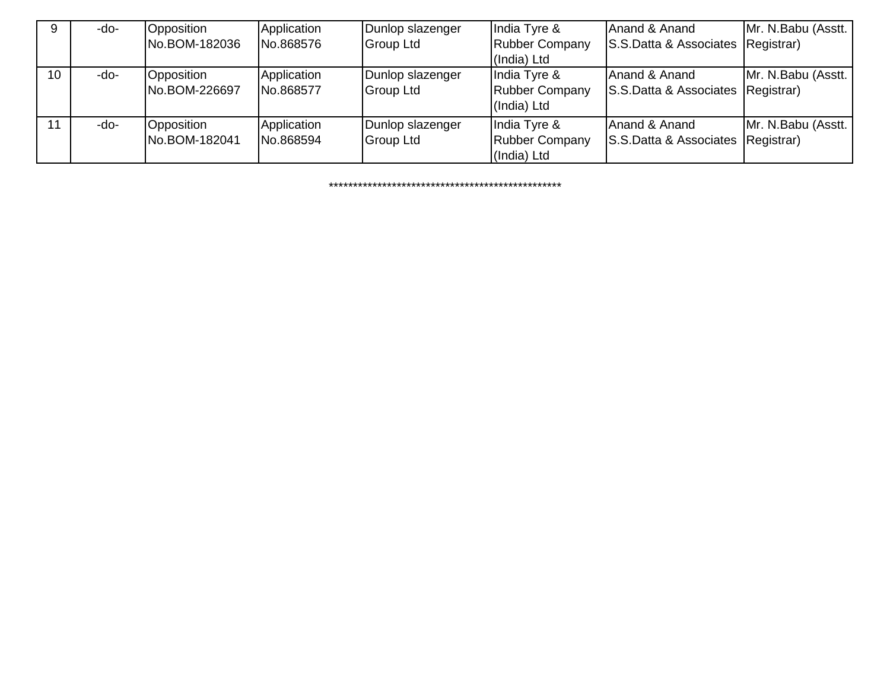| | | | | | | | |
|---|---|---|---|---|---|---|---|
| 9 | -do- | Opposition No.BOM-182036 | Application No.868576 | Dunlop slazenger Group Ltd | India Tyre & Rubber Company (India) Ltd | Anand & Anand S.S.Datta & Associates | Mr. N.Babu (Asstt. Registrar) |
| 10 | -do- | Opposition No.BOM-226697 | Application No.868577 | Dunlop slazenger Group Ltd | India Tyre & Rubber Company (India) Ltd | Anand & Anand S.S.Datta & Associates | Mr. N.Babu (Asstt. Registrar) |
| 11 | -do- | Opposition No.BOM-182041 | Application No.868594 | Dunlop slazenger Group Ltd | India Tyre & Rubber Company (India) Ltd | Anand & Anand S.S.Datta & Associates | Mr. N.Babu (Asstt. Registrar) |

***************************************************